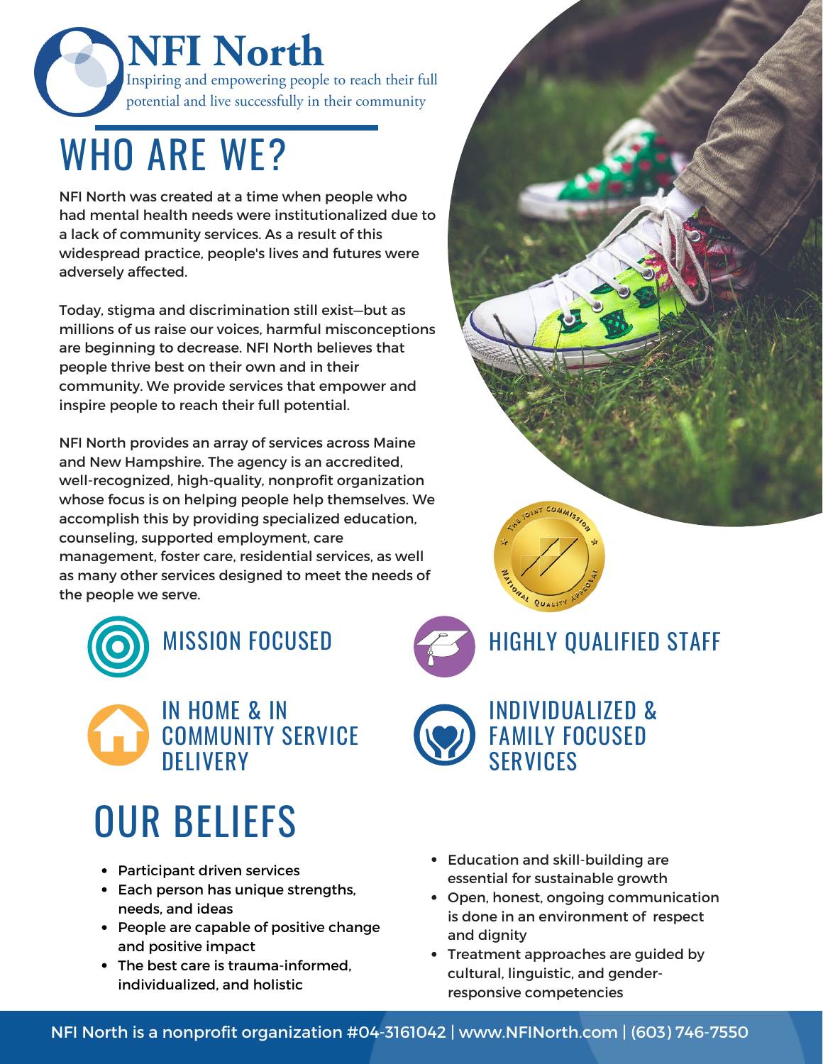# NFI North

Inspiring and empowering people to reach their full potential and live successfully in their community

## WHO ARE WE?

NFI North was created at a time when people who had mental health needs were institutionalized due to a lack of community services. As a result of this widespread practice, people's lives and futures were adversely affected.

Today, stigma and discrimination still exist—but as millions of us raise our voices, harmful misconceptions are beginning to decrease. NFI North believes that people thrive best on their own and in their community. We provide services that empower and inspire people to reach their full potential.

NFI North provides an array of services across Maine and New Hampshire. The agency is an accredited, well-recognized, high-quality, nonprofit organization whose focus is on helping people help themselves. We accomplish this by providing specialized education, counseling, supported employment, care management, foster care, residential services, as well as many other services designed to meet the needs of the people we serve.

THE JOINT COMMISSION NATIONAL QUALITY APPROVAL

- MISSION FOCUSED
- HIGHLY QUALIFIED STAFF
- IN HOME & IN COMMUNITY SERVICE DELIVERY
- INDIVIDUALIZED & FAMILY FOCUSED SERVICES

## OUR BELIEFS

- Participant driven services
- Each person has unique strengths, needs, and ideas
- People are capable of positive change and positive impact
- The best care is trauma-informed, individualized, and holistic
- Education and skill-building are essential for sustainable growth
- Open, honest, ongoing communication is done in an environment of respect and dignity
- Treatment approaches are guided by cultural, linguistic, and gender-responsive competencies

NFI North is a nonprofit organization #04-3161042 | www.NFINorth.com | (603) 746-7550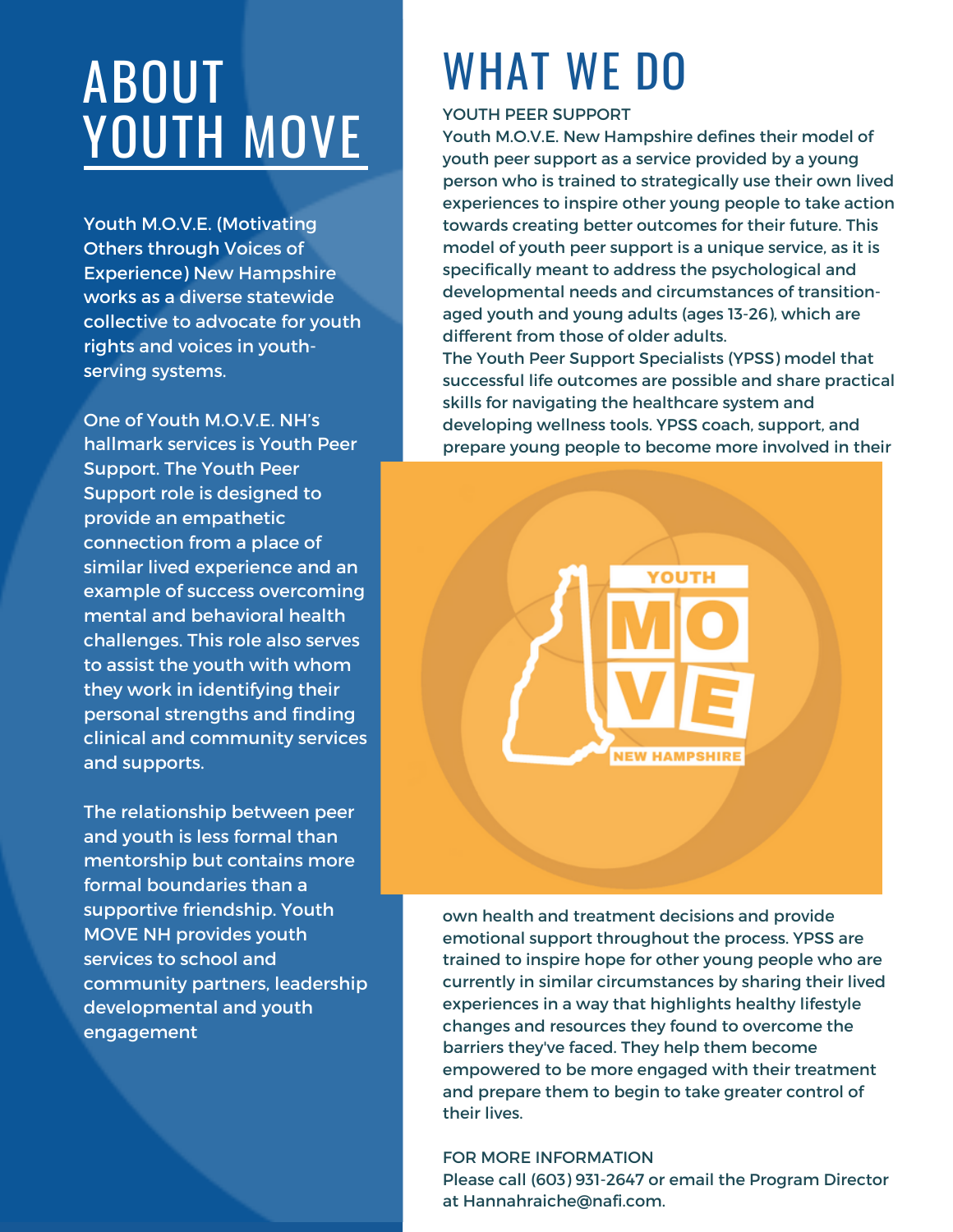# ABOUT YOUTH MOVE

Youth M.O.V.E. (Motivating Others through Voices of Experience) New Hampshire works as a diverse statewide collective to advocate for youth rights and voices in youth-serving systems.

One of Youth M.O.V.E. NH's hallmark services is Youth Peer Support. The Youth Peer Support role is designed to provide an empathetic connection from a place of similar lived experience and an example of success overcoming mental and behavioral health challenges. This role also serves to assist the youth with whom they work in identifying their personal strengths and finding clinical and community services and supports.

The relationship between peer and youth is less formal than mentorship but contains more formal boundaries than a supportive friendship. Youth MOVE NH provides youth services to school and community partners, leadership developmental and youth engagement

# WHAT WE DO

YOUTH PEER SUPPORT

Youth M.O.V.E. New Hampshire defines their model of youth peer support as a service provided by a young person who is trained to strategically use their own lived experiences to inspire other young people to take action towards creating better outcomes for their future. This model of youth peer support is a unique service, as it is specifically meant to address the psychological and developmental needs and circumstances of transition-aged youth and young adults (ages 13-26), which are different from those of older adults.

The Youth Peer Support Specialists (YPSS) model that successful life outcomes are possible and share practical skills for navigating the healthcare system and developing wellness tools. YPSS coach, support, and prepare young people to become more involved in their own health and treatment decisions and provide emotional support throughout the process. YPSS are trained to inspire hope for other young people who are currently in similar circumstances by sharing their lived experiences in a way that highlights healthy lifestyle changes and resources they found to overcome the barriers they've faced. They help them become empowered to be more engaged with their treatment and prepare them to begin to take greater control of their lives.

FOR MORE INFORMATION

Please call (603) 931-2647 or email the Program Director at Hannahraiche@nafi.com.